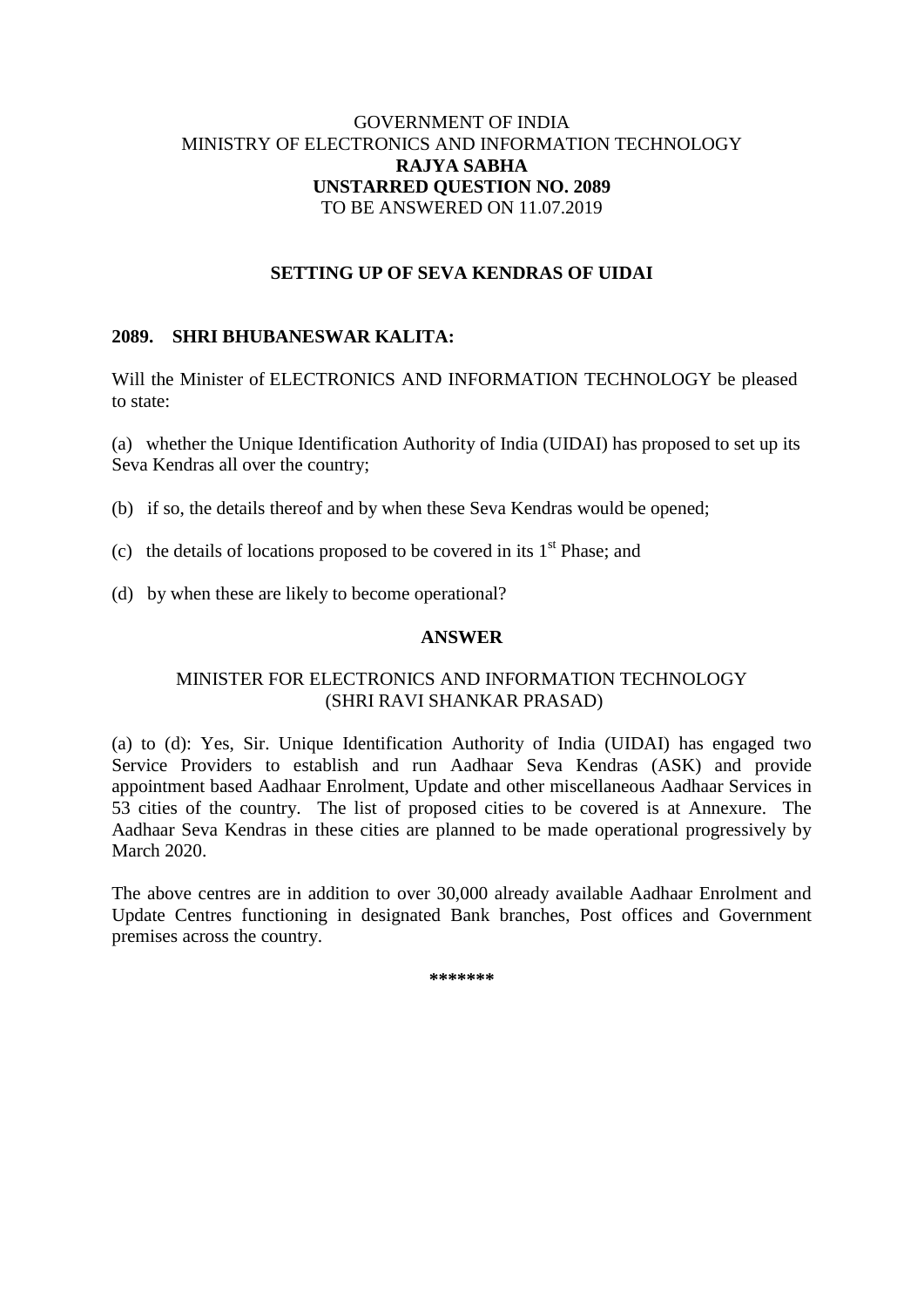GOVERNMENT OF INDIA
MINISTRY OF ELECTRONICS AND INFORMATION TECHNOLOGY
**RAJYA SABHA**
**UNSTARRED QUESTION NO. 2089**
TO BE ANSWERED ON 11.07.2019

## SETTING UP OF SEVA KENDRAS OF UIDAI

**2089. SHRI BHUBANESWAR KALITA:**

Will the Minister of ELECTRONICS AND INFORMATION TECHNOLOGY be pleased to state:

(a) whether the Unique Identification Authority of India (UIDAI) has proposed to set up its Seva Kendras all over the country;

(b) if so, the details thereof and by when these Seva Kendras would be opened;

(c) the details of locations proposed to be covered in its 1st Phase; and

(d) by when these are likely to become operational?

**ANSWER**

MINISTER FOR ELECTRONICS AND INFORMATION TECHNOLOGY
(SHRI RAVI SHANKAR PRASAD)

(a) to (d): Yes, Sir. Unique Identification Authority of India (UIDAI) has engaged two Service Providers to establish and run Aadhaar Seva Kendras (ASK) and provide appointment based Aadhaar Enrolment, Update and other miscellaneous Aadhaar Services in 53 cities of the country. The list of proposed cities to be covered is at Annexure. The Aadhaar Seva Kendras in these cities are planned to be made operational progressively by March 2020.

The above centres are in addition to over 30,000 already available Aadhaar Enrolment and Update Centres functioning in designated Bank branches, Post offices and Government premises across the country.

*******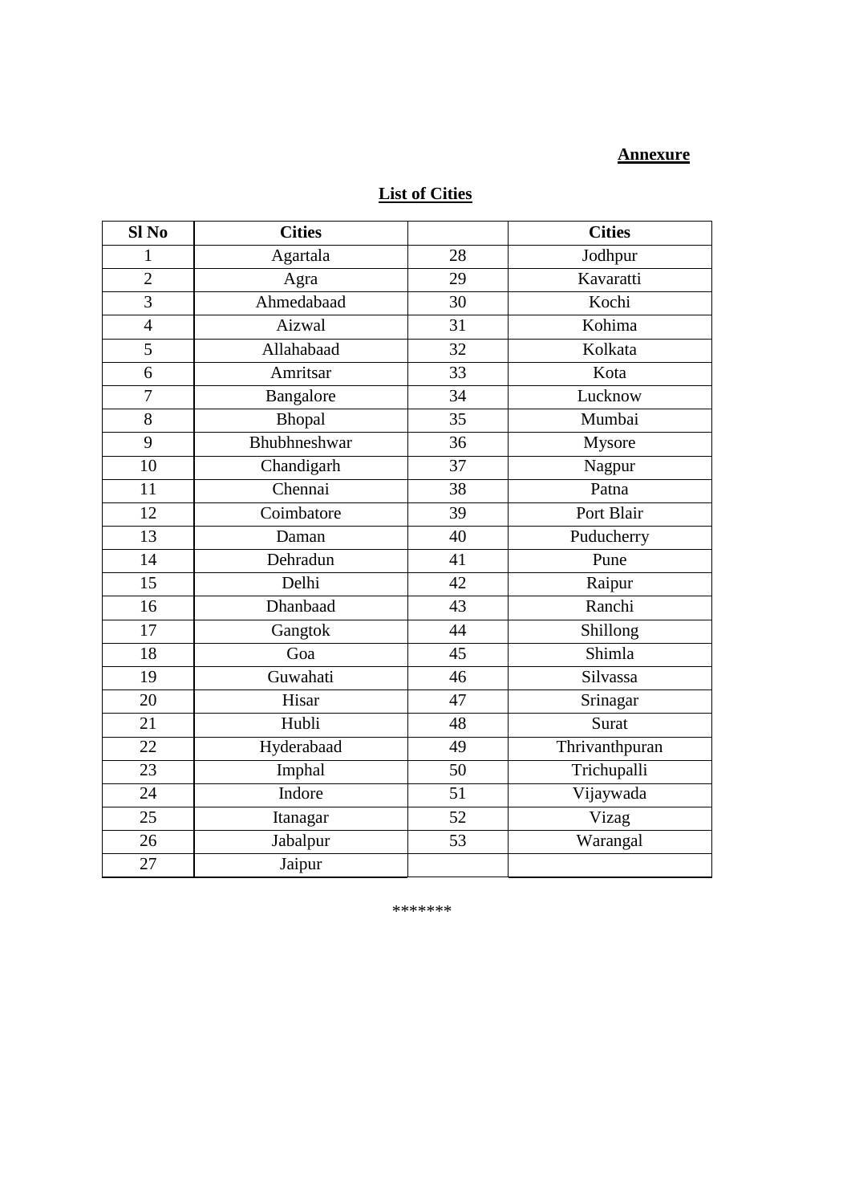**Annexure**

**List of Cities**

| Sl No | Cities | | Cities |
|---|---|---|---|
| 1 | Agartala | 28 | Jodhpur |
| 2 | Agra | 29 | Kavaratti |
| 3 | Ahmedabaad | 30 | Kochi |
| 4 | Aizwal | 31 | Kohima |
| 5 | Allahabaad | 32 | Kolkata |
| 6 | Amritsar | 33 | Kota |
| 7 | Bangalore | 34 | Lucknow |
| 8 | Bhopal | 35 | Mumbai |
| 9 | Bhubhneshwar | 36 | Mysore |
| 10 | Chandigarh | 37 | Nagpur |
| 11 | Chennai | 38 | Patna |
| 12 | Coimbatore | 39 | Port Blair |
| 13 | Daman | 40 | Puducherry |
| 14 | Dehradun | 41 | Pune |
| 15 | Delhi | 42 | Raipur |
| 16 | Dhanbaad | 43 | Ranchi |
| 17 | Gangtok | 44 | Shillong |
| 18 | Goa | 45 | Shimla |
| 19 | Guwahati | 46 | Silvassa |
| 20 | Hisar | 47 | Srinagar |
| 21 | Hubli | 48 | Surat |
| 22 | Hyderabaad | 49 | Thrivanthpuran |
| 23 | Imphal | 50 | Trichupalli |
| 24 | Indore | 51 | Vijaywada |
| 25 | Itanagar | 52 | Vizag |
| 26 | Jabalpur | 53 | Warangal |
| 27 | Jaipur | | |

*******